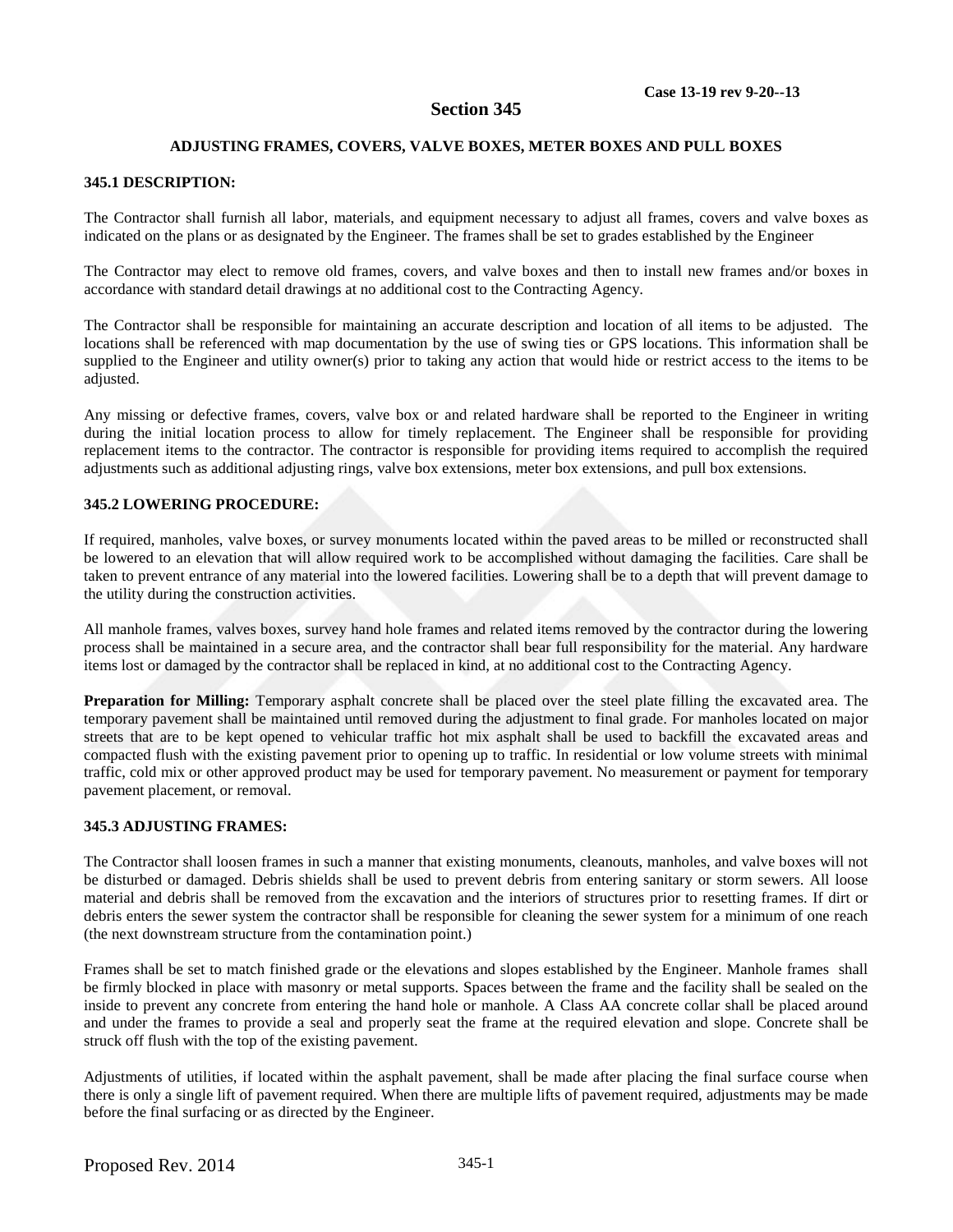Case 13-19 rev 9-20--13

# Section 345

## ADJUSTING FRAMES, COVERS, VALVE BOXES, METER BOXES AND PULL BOXES

### 345.1 DESCRIPTION:

The Contractor shall furnish all labor, materials, and equipment necessary to adjust all frames, covers and valve boxes as indicated on the plans or as designated by the Engineer. The frames shall be set to grades established by the Engineer

The Contractor may elect to remove old frames, covers, and valve boxes and then to install new frames and/or boxes in accordance with standard detail drawings at no additional cost to the Contracting Agency.

The Contractor shall be responsible for maintaining an accurate description and location of all items to be adjusted. The locations shall be referenced with map documentation by the use of swing ties or GPS locations. This information shall be supplied to the Engineer and utility owner(s) prior to taking any action that would hide or restrict access to the items to be adjusted.

Any missing or defective frames, covers, valve box or and related hardware shall be reported to the Engineer in writing during the initial location process to allow for timely replacement. The Engineer shall be responsible for providing replacement items to the contractor. The contractor is responsible for providing items required to accomplish the required adjustments such as additional adjusting rings, valve box extensions, meter box extensions, and pull box extensions.

### 345.2 LOWERING PROCEDURE:

If required, manholes, valve boxes, or survey monuments located within the paved areas to be milled or reconstructed shall be lowered to an elevation that will allow required work to be accomplished without damaging the facilities. Care shall be taken to prevent entrance of any material into the lowered facilities. Lowering shall be to a depth that will prevent damage to the utility during the construction activities.

All manhole frames, valves boxes, survey hand hole frames and related items removed by the contractor during the lowering process shall be maintained in a secure area, and the contractor shall bear full responsibility for the material. Any hardware items lost or damaged by the contractor shall be replaced in kind, at no additional cost to the Contracting Agency.

**Preparation for Milling:** Temporary asphalt concrete shall be placed over the steel plate filling the excavated area. The temporary pavement shall be maintained until removed during the adjustment to final grade. For manholes located on major streets that are to be kept opened to vehicular traffic hot mix asphalt shall be used to backfill the excavated areas and compacted flush with the existing pavement prior to opening up to traffic. In residential or low volume streets with minimal traffic, cold mix or other approved product may be used for temporary pavement. No measurement or payment for temporary pavement placement, or removal.

### 345.3 ADJUSTING FRAMES:

The Contractor shall loosen frames in such a manner that existing monuments, cleanouts, manholes, and valve boxes will not be disturbed or damaged. Debris shields shall be used to prevent debris from entering sanitary or storm sewers. All loose material and debris shall be removed from the excavation and the interiors of structures prior to resetting frames. If dirt or debris enters the sewer system the contractor shall be responsible for cleaning the sewer system for a minimum of one reach (the next downstream structure from the contamination point.)

Frames shall be set to match finished grade or the elevations and slopes established by the Engineer. Manhole frames shall be firmly blocked in place with masonry or metal supports. Spaces between the frame and the facility shall be sealed on the inside to prevent any concrete from entering the hand hole or manhole. A Class AA concrete collar shall be placed around and under the frames to provide a seal and properly seat the frame at the required elevation and slope. Concrete shall be struck off flush with the top of the existing pavement.

Adjustments of utilities, if located within the asphalt pavement, shall be made after placing the final surface course when there is only a single lift of pavement required. When there are multiple lifts of pavement required, adjustments may be made before the final surfacing or as directed by the Engineer.

Proposed Rev. 2014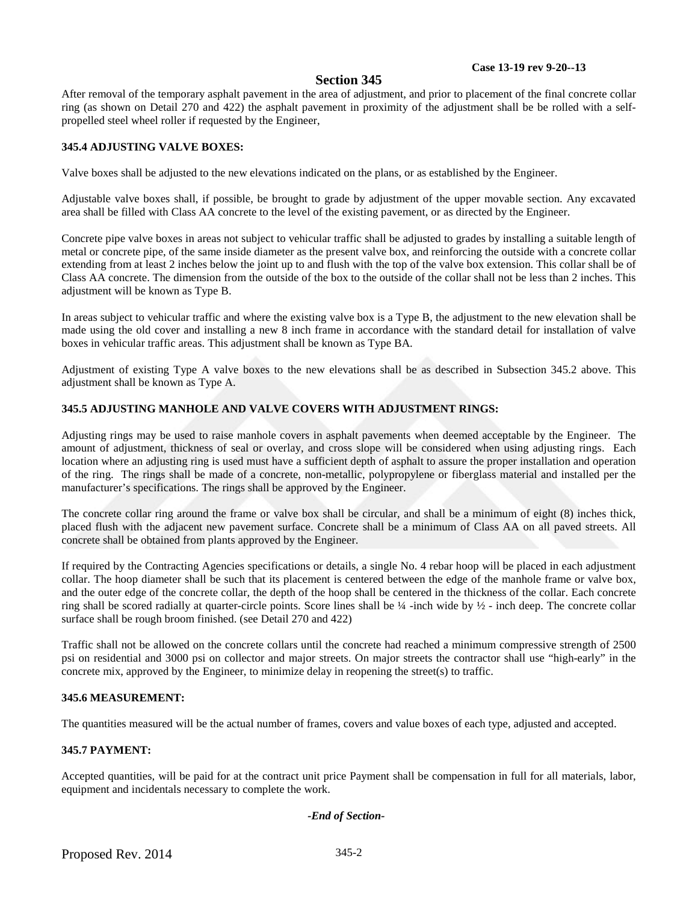Case 13-19 rev 9-20--13

## Section 345

After removal of the temporary asphalt pavement in the area of adjustment, and prior to placement of the final concrete collar ring (as shown on Detail 270 and 422) the asphalt pavement in proximity of the adjustment shall be be rolled with a self-propelled steel wheel roller if requested by the Engineer,

### 345.4 ADJUSTING VALVE BOXES:

Valve boxes shall be adjusted to the new elevations indicated on the plans, or as established by the Engineer.

Adjustable valve boxes shall, if possible, be brought to grade by adjustment of the upper movable section. Any excavated area shall be filled with Class AA concrete to the level of the existing pavement, or as directed by the Engineer.

Concrete pipe valve boxes in areas not subject to vehicular traffic shall be adjusted to grades by installing a suitable length of metal or concrete pipe, of the same inside diameter as the present valve box, and reinforcing the outside with a concrete collar extending from at least 2 inches below the joint up to and flush with the top of the valve box extension. This collar shall be of Class AA concrete. The dimension from the outside of the box to the outside of the collar shall not be less than 2 inches. This adjustment will be known as Type B.

In areas subject to vehicular traffic and where the existing valve box is a Type B, the adjustment to the new elevation shall be made using the old cover and installing a new 8 inch frame in accordance with the standard detail for installation of valve boxes in vehicular traffic areas. This adjustment shall be known as Type BA.

Adjustment of existing Type A valve boxes to the new elevations shall be as described in Subsection 345.2 above. This adjustment shall be known as Type A.

### 345.5 ADJUSTING MANHOLE AND VALVE COVERS WITH ADJUSTMENT RINGS:

Adjusting rings may be used to raise manhole covers in asphalt pavements when deemed acceptable by the Engineer. The amount of adjustment, thickness of seal or overlay, and cross slope will be considered when using adjusting rings. Each location where an adjusting ring is used must have a sufficient depth of asphalt to assure the proper installation and operation of the ring. The rings shall be made of a concrete, non-metallic, polypropylene or fiberglass material and installed per the manufacturer's specifications. The rings shall be approved by the Engineer.

The concrete collar ring around the frame or valve box shall be circular, and shall be a minimum of eight (8) inches thick, placed flush with the adjacent new pavement surface. Concrete shall be a minimum of Class AA on all paved streets. All concrete shall be obtained from plants approved by the Engineer.

If required by the Contracting Agencies specifications or details, a single No. 4 rebar hoop will be placed in each adjustment collar. The hoop diameter shall be such that its placement is centered between the edge of the manhole frame or valve box, and the outer edge of the concrete collar, the depth of the hoop shall be centered in the thickness of the collar. Each concrete ring shall be scored radially at quarter-circle points. Score lines shall be ¼ -inch wide by ½ - inch deep. The concrete collar surface shall be rough broom finished. (see Detail 270 and 422)

Traffic shall not be allowed on the concrete collars until the concrete had reached a minimum compressive strength of 2500 psi on residential and 3000 psi on collector and major streets. On major streets the contractor shall use "high-early" in the concrete mix, approved by the Engineer, to minimize delay in reopening the street(s) to traffic.

### 345.6 MEASUREMENT:

The quantities measured will be the actual number of frames, covers and value boxes of each type, adjusted and accepted.

### 345.7 PAYMENT:

Accepted quantities, will be paid for at the contract unit price Payment shall be compensation in full for all materials, labor, equipment and incidentals necessary to complete the work.

*-End of Section-*

Proposed Rev. 2014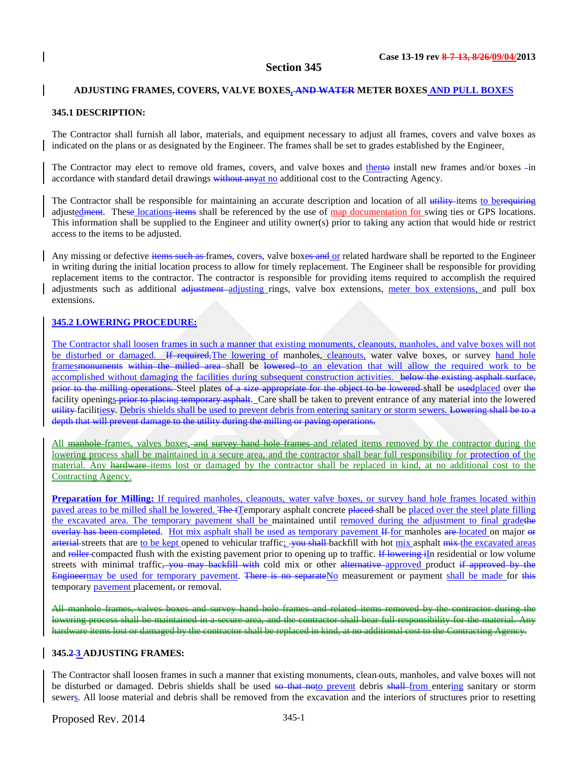# Section 345

## ADJUSTING FRAMES, COVERS, VALVE BOXES, ~~AND WATER~~ METER BOXES AND PULL BOXES

### 345.1 DESCRIPTION:

The Contractor shall furnish all labor, materials, and equipment necessary to adjust all frames, covers and valve boxes as indicated on the plans or as designated by the Engineer. The frames shall be set to grades established by the Engineer.

The Contractor may elect to remove old frames, covers, and valve boxes and then~~to~~ install new frames and/or boxes ~~-~~in accordance with standard detail drawings ~~without any~~at no additional cost to the Contracting Agency.

The Contractor shall be responsible for maintaining an accurate description and location of all ~~utility~~ items to be~~requiring~~ adjusted~~ment~~. The~~se~~ locations ~~items~~ shall be referenced by the use of map documentation for swing ties or GPS locations. This information shall be supplied to the Engineer and utility owner(s) prior to taking any action that would hide or restrict access to the items to be adjusted.

Any missing or defective ~~items such as~~ frame~~s~~, cover~~s~~, valve box~~es and~~ or related hardware shall be reported to the Engineer in writing during the initial location process to allow for timely replacement. The Engineer shall be responsible for providing replacement items to the contractor. The contractor is responsible for providing items required to accomplish the required adjustments such as additional ~~adjustment~~ adjusting rings, valve box extensions, meter box extensions, and pull box extensions.

### 345.2 LOWERING PROCEDURE:

The Contractor shall loosen frames in such a manner that existing monuments, cleanouts, manholes, and valve boxes will not be disturbed or damaged. ~~If required,~~The lowering of manholes, cleanouts, water valve boxes, or survey hand hole frames~~monuments within the milled area~~ shall be ~~lowered~~ to an elevation that will allow the required work to be accomplished without damaging the facilities during subsequent construction activities. ~~below the existing asphalt surface, prior to the milling operations.~~ Steel plates ~~of a size appropriate for the object to be lowered~~ shall be ~~used~~placed over ~~the~~ facility openings~~ prior to placing temporary asphalt~~. Care shall be taken to prevent entrance of any material into the lowered ~~utility~~ facilities~~y~~. Debris shields shall be used to prevent debris from entering sanitary or storm sewers. ~~Lowering shall be to a depth that will prevent damage to the utility during the milling or paving operations.~~

All ~~manhole~~ frames, valves boxes, ~~and survey hand hole frames~~ and related items removed by the contractor during the lowering process shall be maintained in a secure area, and the contractor shall bear full responsibility for protection of the material. Any ~~hardware~~ items lost or damaged by the contractor shall be replaced in kind, at no additional cost to the Contracting Agency.

**Preparation for Milling:** If required manholes, cleanouts, water valve boxes, or survey hand hole frames located within paved areas to be milled shall be lowered. ~~The t~~Temporary asphalt concrete ~~placed~~ shall be placed over the steel plate filling the excavated area. The temporary pavement shall be maintained until removed during the adjustment to final grade~~the overlay has been completed~~. Hot mix asphalt shall be used as temporary pavement ~~If~~ for manholes ~~are~~ located on major ~~or arterial~~ streets that are to be kept opened to vehicular traffic; ~~you shall~~ backfill with hot mix asphalt ~~mix~~ the excavated areas and ~~roller~~ compacted flush with the existing pavement prior to opening up to traffic. ~~If lowering i~~In residential or low volume streets with minimal traffic~~, you may backfill with~~ cold mix or other ~~alternative~~ approved product ~~if approved by the Engineer~~may be used for temporary pavement. ~~There is no separate~~No measurement or payment shall be made for ~~this~~ temporary pavement placement~~,~~ or removal.

~~All manhole frames, valves boxes and survey hand hole frames and related items removed by the contractor during the lowering process shall be maintained in a secure area, and the contractor shall bear full responsibility for the material. Any hardware items lost or damaged by the contractor shall be replaced in kind, at no additional cost to the Contracting Agency.~~

### 345.~~2~~ 3 ADJUSTING FRAMES:

The Contractor shall loosen frames in such a manner that existing monuments, clean~~-~~outs, manholes, and valve boxes will not be disturbed or damaged. Debris shields shall be used ~~so that no~~to prevent debris ~~shall~~ from entering sanitary or storm sewers. All loose material and debris shall be removed from the excavation and the interiors of structures prior to resetting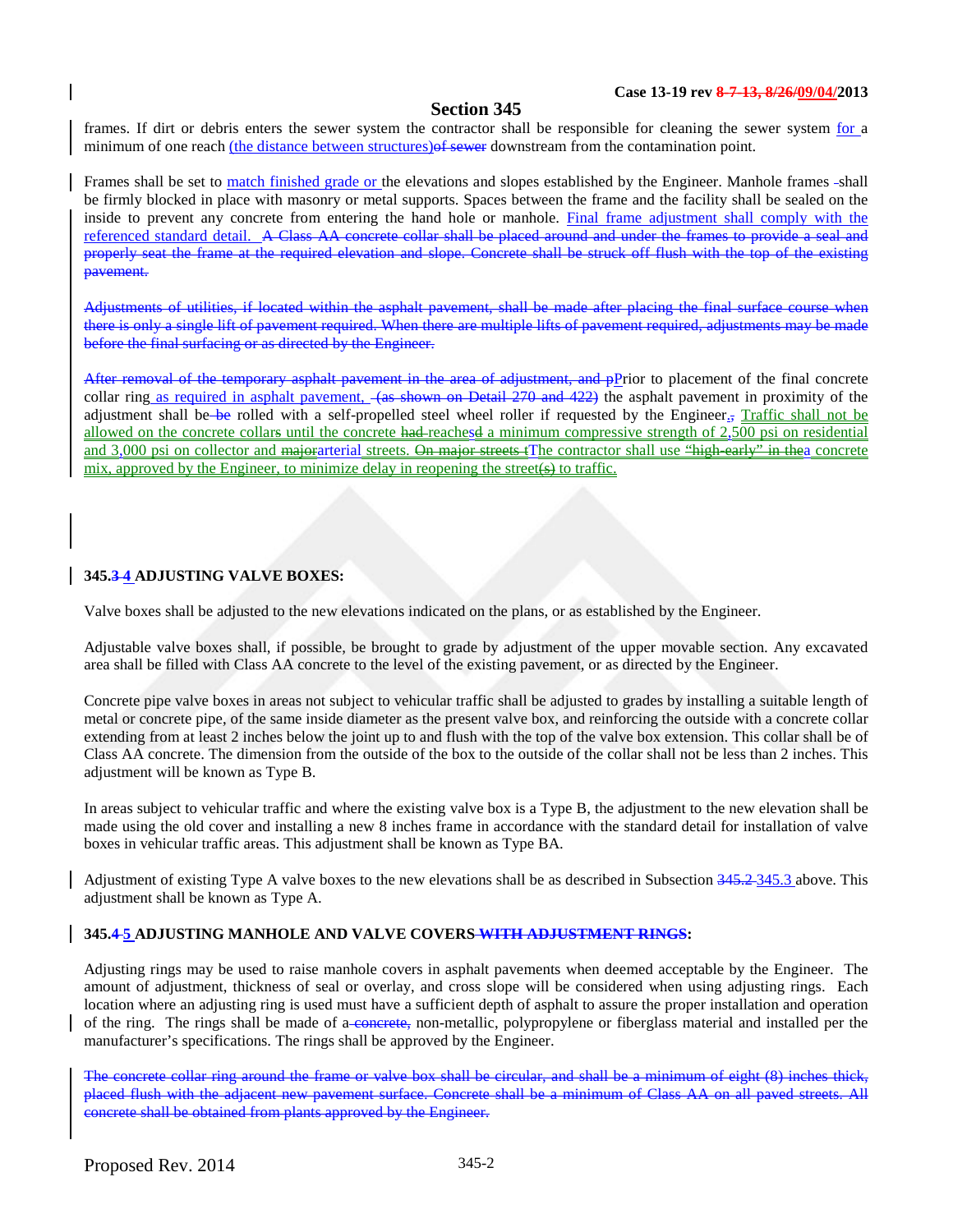frames. If dirt or debris enters the sewer system the contractor shall be responsible for cleaning the sewer system for a minimum of one reach (the distance between structures)~~of sewer~~ downstream from the contamination point.

Frames shall be set to match finished grade or the elevations and slopes established by the Engineer. Manhole frames shall be firmly blocked in place with masonry or metal supports. Spaces between the frame and the facility shall be sealed on the inside to prevent any concrete from entering the hand hole or manhole. Final frame adjustment shall comply with the referenced standard detail. ~~A Class AA concrete collar shall be placed around and under the frames to provide a seal and properly seat the frame at the required elevation and slope. Concrete shall be struck off flush with the top of the existing pavement.~~

~~Adjustments of utilities, if located within the asphalt pavement, shall be made after placing the final surface course when there is only a single lift of pavement required. When there are multiple lifts of pavement required, adjustments may be made before the final surfacing or as directed by the Engineer.~~

~~After removal of the temporary asphalt pavement in the area of adjustment, and p~~Prior to placement of the final concrete collar ring as required in asphalt pavement, ~~(as shown on Detail 270 and 422)~~ the asphalt pavement in proximity of the adjustment shall be ~~be~~ rolled with a self-propelled steel wheel roller if requested by the Engineer.~~,~~ Traffic shall not be allowed on the concrete collar~~s~~ until the concrete ~~had~~ reache~~s~~d a minimum compressive strength of 2,500 psi on residential and 3,000 psi on collector and ~~major~~arterial streets. ~~On major streets (~~The contractor shall use ~~"high-early" in the~~a concrete mix, approved by the Engineer, to minimize delay in reopening the street~~(s)~~ to traffic.

**345.~~3~~ 4 ADJUSTING VALVE BOXES:**

Valve boxes shall be adjusted to the new elevations indicated on the plans, or as established by the Engineer.

Adjustable valve boxes shall, if possible, be brought to grade by adjustment of the upper movable section. Any excavated area shall be filled with Class AA concrete to the level of the existing pavement, or as directed by the Engineer.

Concrete pipe valve boxes in areas not subject to vehicular traffic shall be adjusted to grades by installing a suitable length of metal or concrete pipe, of the same inside diameter as the present valve box, and reinforcing the outside with a concrete collar extending from at least 2 inches below the joint up to and flush with the top of the valve box extension. This collar shall be of Class AA concrete. The dimension from the outside of the box to the outside of the collar shall not be less than 2 inches. This adjustment will be known as Type B.

In areas subject to vehicular traffic and where the existing valve box is a Type B, the adjustment to the new elevation shall be made using the old cover and installing a new 8 inches frame in accordance with the standard detail for installation of valve boxes in vehicular traffic areas. This adjustment shall be known as Type BA.

Adjustment of existing Type A valve boxes to the new elevations shall be as described in Subsection ~~345.2~~ 345.3 above. This adjustment shall be known as Type A.

**345.~~4~~ 5 ADJUSTING MANHOLE AND VALVE COVERS ~~WITH ADJUSTMENT RINGS~~:**

Adjusting rings may be used to raise manhole covers in asphalt pavements when deemed acceptable by the Engineer. The amount of adjustment, thickness of seal or overlay, and cross slope will be considered when using adjusting rings. Each location where an adjusting ring is used must have a sufficient depth of asphalt to assure the proper installation and operation of the ring. The rings shall be made of a ~~concrete,~~ non-metallic, polypropylene or fiberglass material and installed per the manufacturer's specifications. The rings shall be approved by the Engineer.

~~The concrete collar ring around the frame or valve box shall be circular, and shall be a minimum of eight (8) inches thick, placed flush with the adjacent new pavement surface. Concrete shall be a minimum of Class AA on all paved streets. All concrete shall be obtained from plants approved by the Engineer.~~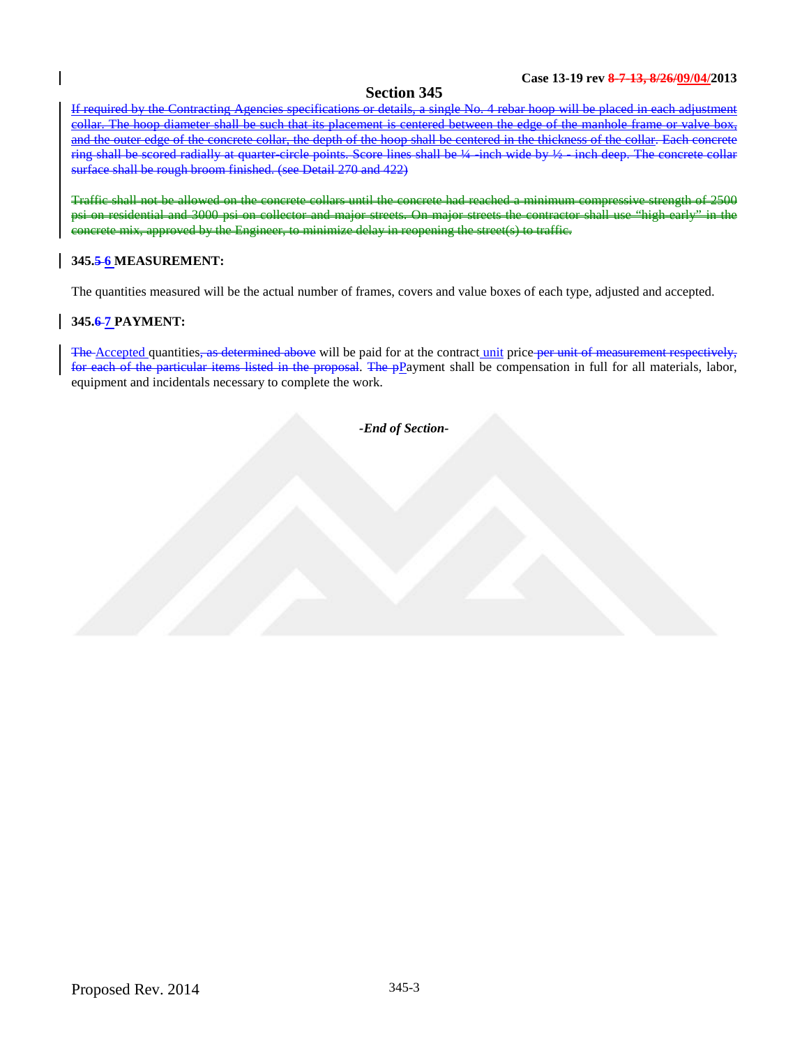~~If required by the Contracting Agencies specifications or details, a single No. 4 rebar hoop will be placed in each adjustment collar. The hoop diameter shall be such that its placement is centered between the edge of the manhole frame or valve box, and the outer edge of the concrete collar, the depth of the hoop shall be centered in the thickness of the collar. Each concrete ring shall be scored radially at quarter-circle points. Score lines shall be ¼ -inch wide by ½ - inch deep. The concrete collar surface shall be rough broom finished. (see Detail 270 and 422)~~

~~Traffic shall not be allowed on the concrete collars until the concrete had reached a minimum compressive strength of 2500 psi on residential and 3000 psi on collector and major streets. On major streets the contractor shall use "high-early" in the concrete mix, approved by the Engineer, to minimize delay in reopening the street(s) to traffic.~~

**345.~~5~~ 6 MEASUREMENT:**

The quantities measured will be the actual number of frames, covers and value boxes of each type, adjusted and accepted.

**345.~~6~~ 7 PAYMENT:**

~~The~~ Accepted quantities~~, as determined above~~ will be paid for at the contract unit price ~~per unit of measurement respectively, for each of the particular items listed in the proposal~~. ~~The p~~Payment shall be compensation in full for all materials, labor, equipment and incidentals necessary to complete the work.

*-End of Section-*